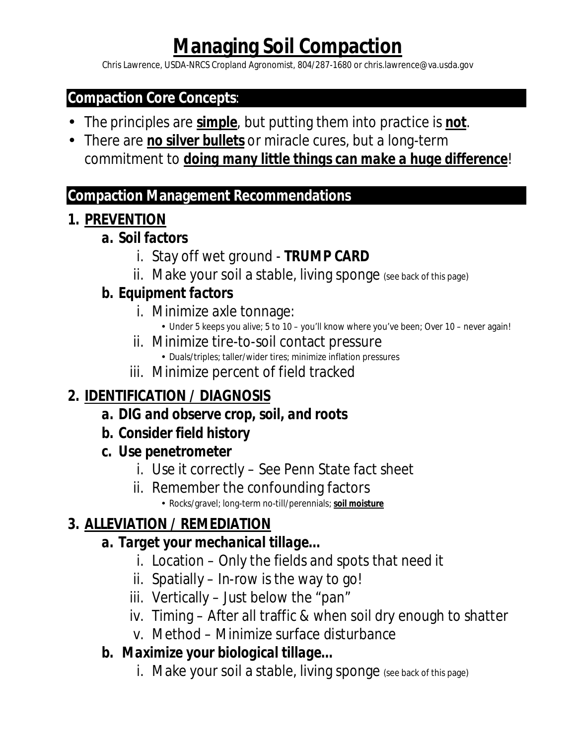# Managing Soil Compaction

Chris Lawrence, USDA-NRCS Cropland Agronomist, 804/287-1680 or chris.lawrence@va.usda.gov

## Compaction Core Concepts:

- The principles are **simple**, but putting them into practice is **not**.
- There are **no silver bullets** or miracle cures, but a long-term commitment to ***doing many little things can make a huge difference***!

## Compaction Management Recommendations

1. **PREVENTION**
   a. ***Soil factors***
      i. Stay off wet ground - **TRUMP CARD**
      ii. Make your soil a stable, living sponge (see back of this page)
   b. ***Equipment factors***
      i. Minimize axle tonnage:
         - Under 5 keeps you alive; 5 to 10 – you'll know where you've been; Over 10 – never again!
      ii. Minimize tire-to-soil contact pressure
         - Duals/triples; taller/wider tires; minimize inflation pressures
      iii. Minimize percent of field tracked

2. **IDENTIFICATION / DIAGNOSIS**
   a. ***DIG and observe crop, soil, and roots***
   b. ***Consider field history***
   c. ***Use penetrometer***
      i. Use it correctly – See Penn State fact sheet
      ii. Remember the confounding factors
         - Rocks/gravel; long-term no-till/perennials; **soil moisture**

3. **ALLEVIATION / REMEDIATION**
   a. ***Target your mechanical tillage...***
      i. Location – Only the fields and spots that need it
      ii. Spatially – In-row is the way to go!
      iii. Vertically – Just below the "pan"
      iv. Timing – After all traffic & when soil dry enough to shatter
      v. Method – Minimize surface disturbance
   b. ***Maximize your biological tillage...***
      i. Make your soil a stable, living sponge (see back of this page)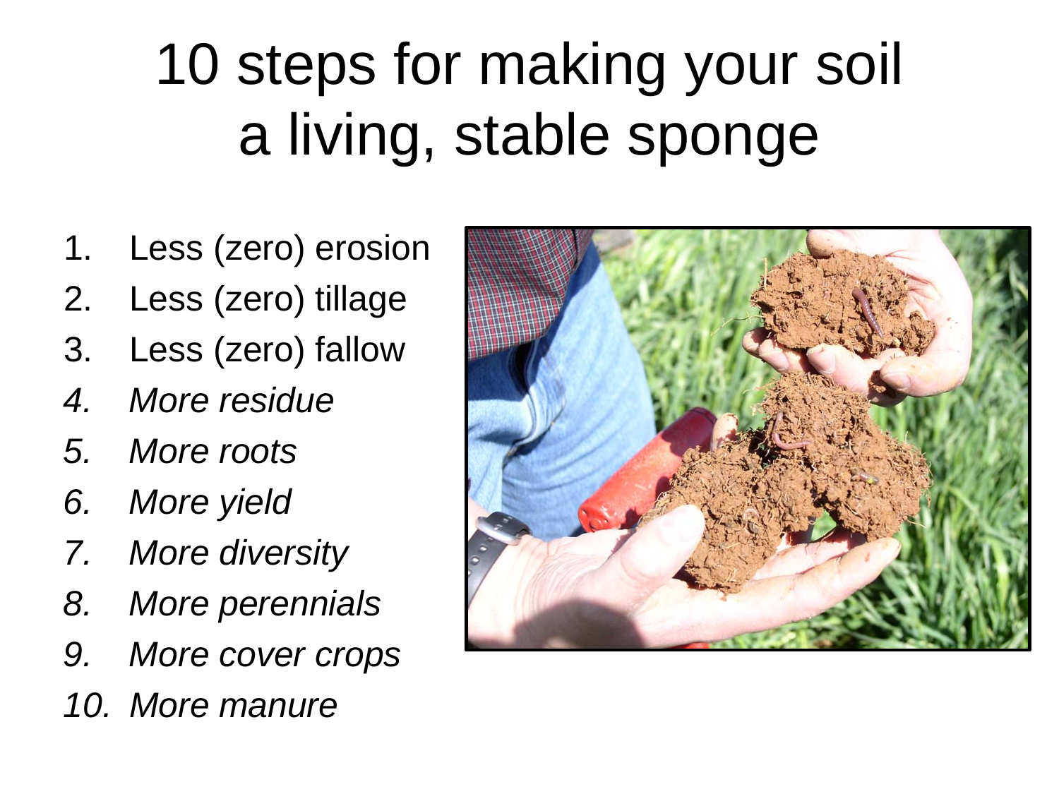# 10 steps for making your soil a living, stable sponge

1. Less (zero) erosion
2. Less (zero) tillage
3. Less (zero) fallow
4. *More residue*
5. *More roots*
6. *More yield*
7. *More diversity*
8. *More perennials*
9. *More cover crops*
10. *More manure*